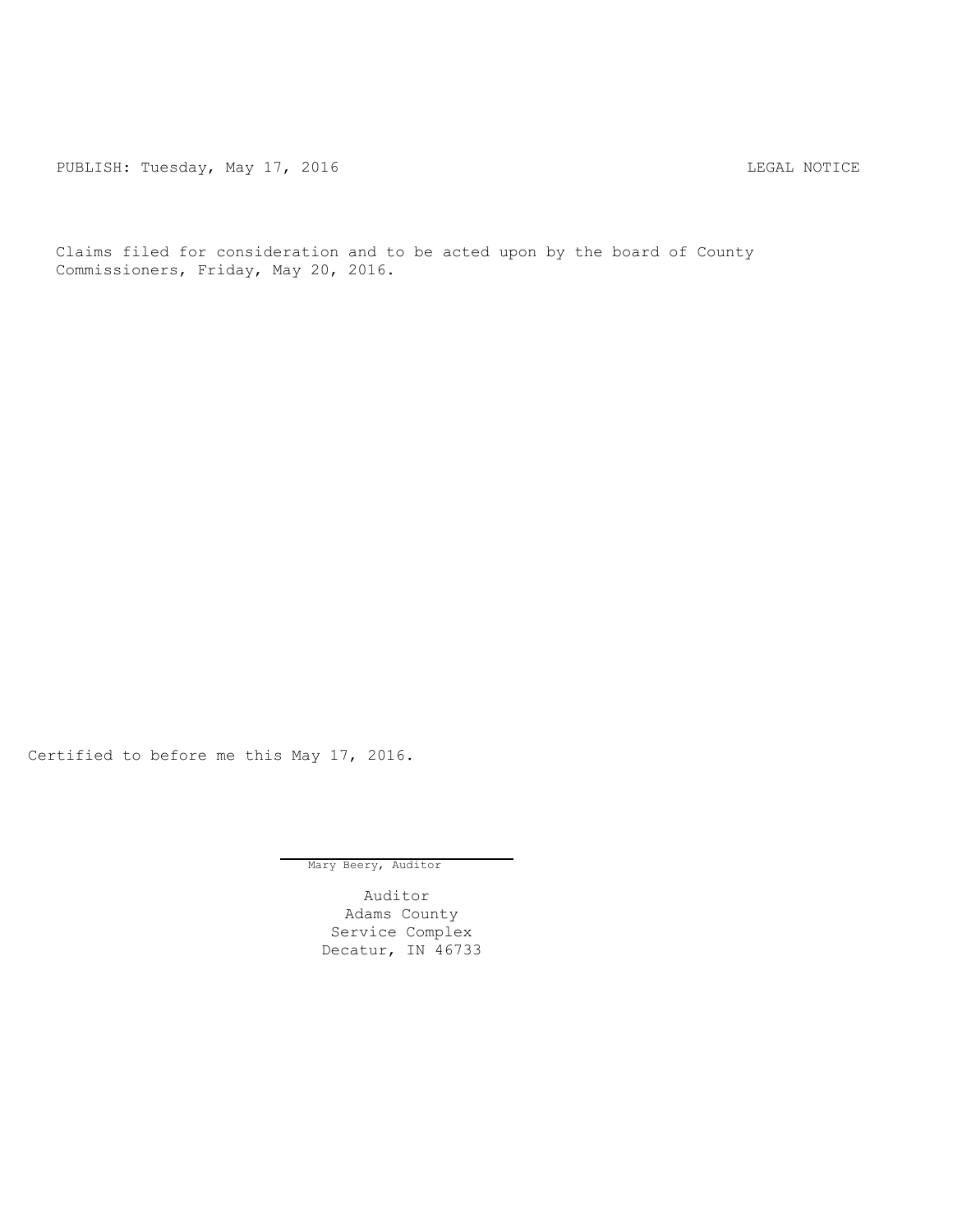PUBLISH: Tuesday, May 17, 2016 LEGAL NOTICE

Claims filed for consideration and to be acted upon by the board of County Commissioners, Friday, May 20, 2016.

Certified to before me this May 17, 2016.

Mary Beery, Auditor

Auditor
Adams County
Service Complex
Decatur, IN 46733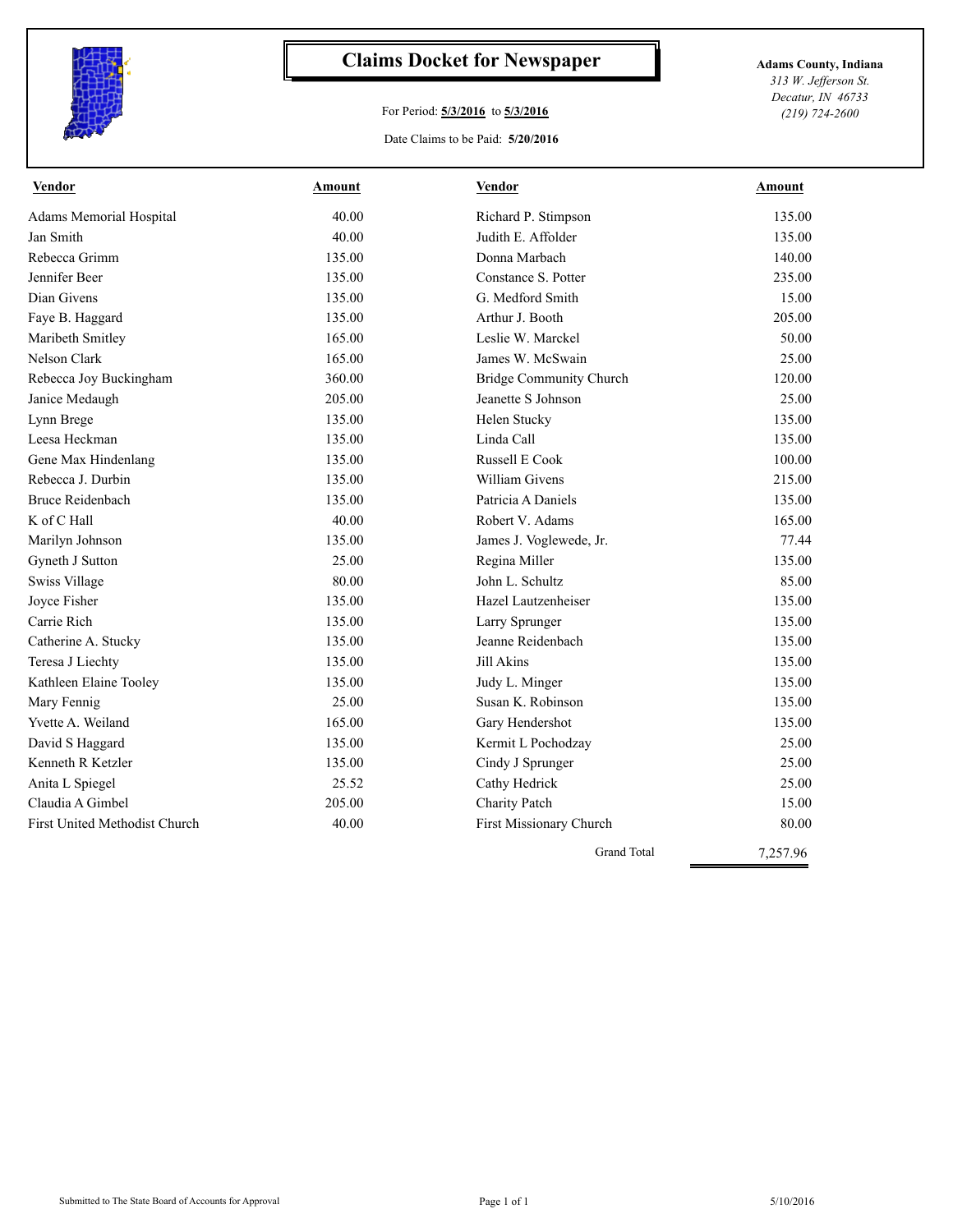# Claims Docket for Newspaper

For Period: **5/3/2016** to **5/3/2016**

Date Claims to be Paid: **5/20/2016**

**Adams County, Indiana**
*313 W. Jefferson St.*
*Decatur, IN 46733*
*(219) 724-2600*

| Vendor | Amount | Vendor | Amount |
|---|---|---|---|
| Adams Memorial Hospital | 40.00 | Richard P. Stimpson | 135.00 |
| Jan Smith | 40.00 | Judith E. Affolder | 135.00 |
| Rebecca Grimm | 135.00 | Donna Marbach | 140.00 |
| Jennifer Beer | 135.00 | Constance S. Potter | 235.00 |
| Dian Givens | 135.00 | G. Medford Smith | 15.00 |
| Faye B. Haggard | 135.00 | Arthur J. Booth | 205.00 |
| Maribeth Smitley | 165.00 | Leslie W. Marckel | 50.00 |
| Nelson Clark | 165.00 | James W. McSwain | 25.00 |
| Rebecca Joy Buckingham | 360.00 | Bridge Community Church | 120.00 |
| Janice Medaugh | 205.00 | Jeanette S Johnson | 25.00 |
| Lynn Brege | 135.00 | Helen Stucky | 135.00 |
| Leesa Heckman | 135.00 | Linda Call | 135.00 |
| Gene Max Hindenlang | 135.00 | Russell E Cook | 100.00 |
| Rebecca J. Durbin | 135.00 | William Givens | 215.00 |
| Bruce Reidenbach | 135.00 | Patricia A Daniels | 135.00 |
| K of C Hall | 40.00 | Robert V. Adams | 165.00 |
| Marilyn Johnson | 135.00 | James J. Voglewede, Jr. | 77.44 |
| Gyneth J Sutton | 25.00 | Regina Miller | 135.00 |
| Swiss Village | 80.00 | John L. Schultz | 85.00 |
| Joyce Fisher | 135.00 | Hazel Lautzenheiser | 135.00 |
| Carrie Rich | 135.00 | Larry Sprunger | 135.00 |
| Catherine A. Stucky | 135.00 | Jeanne Reidenbach | 135.00 |
| Teresa J Liechty | 135.00 | Jill Akins | 135.00 |
| Kathleen Elaine Tooley | 135.00 | Judy L. Minger | 135.00 |
| Mary Fennig | 25.00 | Susan K. Robinson | 135.00 |
| Yvette A. Weiland | 165.00 | Gary Hendershot | 135.00 |
| David S Haggard | 135.00 | Kermit L Pochodzay | 25.00 |
| Kenneth R Ketzler | 135.00 | Cindy J Sprunger | 25.00 |
| Anita L Spiegel | 25.52 | Cathy Hedrick | 25.00 |
| Claudia A Gimbel | 205.00 | Charity Patch | 15.00 |
| First United Methodist Church | 40.00 | First Missionary Church | 80.00 |
| | | Grand Total | 7,257.96 |

Submitted to The State Board of Accounts for Approval

5/10/2016